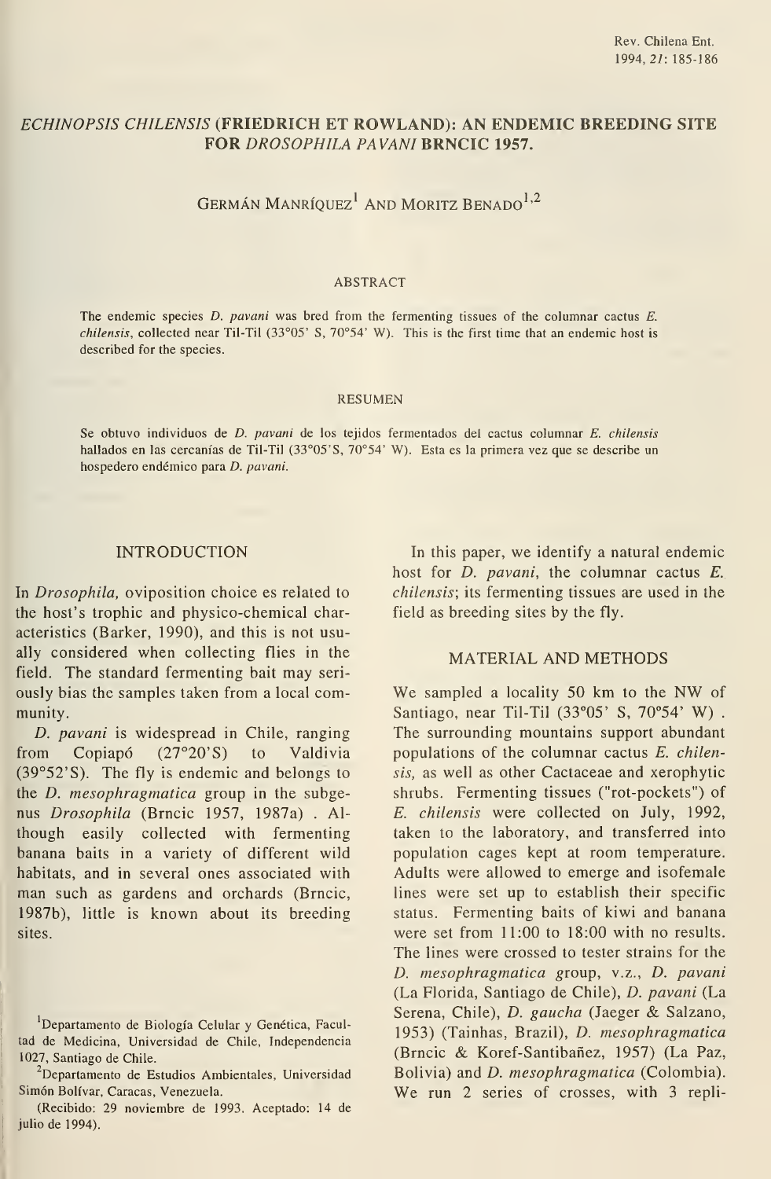# *ECHINOPSIS CHILENSIS* (FRIEDRICH ET ROWLAND): AN ENDEMIC BREEDING SITE FOR *DROSOPHILA PAVANI* BRNCIC 1957.

GERMÁN MANRÍQUEZ[1] AND MORITZ BENADO[1,2]

### ABSTRACT

The endemic species *D. pavani* was bred from the fermenting tissues of the columnar cactus *E. chilensis*, collected near Til-Til (33°05' S, 70°54' W). This is the first time that an endemic host is described for the species.

### RESUMEN

Se obtuvo individuos de *D. pavani* de los tejidos fermentados del cactus columnar *E. chilensis* hallados en las cercanías de Til-Til (33°05'S, 70°54' W). Esta es la primera vez que se describe un hospedero endémico para *D. pavani*.

## INTRODUCTION

In *Drosophila*, oviposition choice es related to the host's trophic and physico-chemical characteristics (Barker, 1990), and this is not usually considered when collecting flies in the field. The standard fermenting bait may seriously bias the samples taken from a local community.

*D. pavani* is widespread in Chile, ranging from Copiapó (27°20'S) to Valdivia (39°52'S). The fly is endemic and belongs to the *D. mesophragmatica* group in the subgenus *Drosophila* (Brncic 1957, 1987a). Although easily collected with fermenting banana baits in a variety of different wild habitats, and in several ones associated with man such as gardens and orchards (Brncic, 1987b), little is known about its breeding sites.

In this paper, we identify a natural endemic host for *D. pavani*, the columnar cactus *E. chilensis*; its fermenting tissues are used in the field as breeding sites by the fly.

## MATERIAL AND METHODS

We sampled a locality 50 km to the NW of Santiago, near Til-Til (33°05' S, 70°54' W). The surrounding mountains support abundant populations of the columnar cactus *E. chilensis*, as well as other Cactaceae and xerophytic shrubs. Fermenting tissues ("rot-pockets") of *E. chilensis* were collected on July, 1992, taken to the laboratory, and transferred into population cages kept at room temperature. Adults were allowed to emerge and isofemale lines were set up to establish their specific status. Fermenting baits of kiwi and banana were set from 11:00 to 18:00 with no results. The lines were crossed to tester strains for the *D. mesophragmatica* group, v.z., *D. pavani* (La Florida, Santiago de Chile), *D. pavani* (La Serena, Chile), *D. gaucha* (Jaeger & Salzano, 1953) (Tainhas, Brazil), *D. mesophragmatica* (Brncic & Koref-Santibañez, 1957) (La Paz, Bolivia) and *D. mesophragmatica* (Colombia). We run 2 series of crosses, with 3 repli-

[1]Departamento de Biología Celular y Genética, Facultad de Medicina, Universidad de Chile, Independencia 1027, Santiago de Chile.

[2]Departamento de Estudios Ambientales, Universidad Simón Bolívar, Caracas, Venezuela.

(Recibido: 29 noviembre de 1993. Aceptado: 14 de julio de 1994).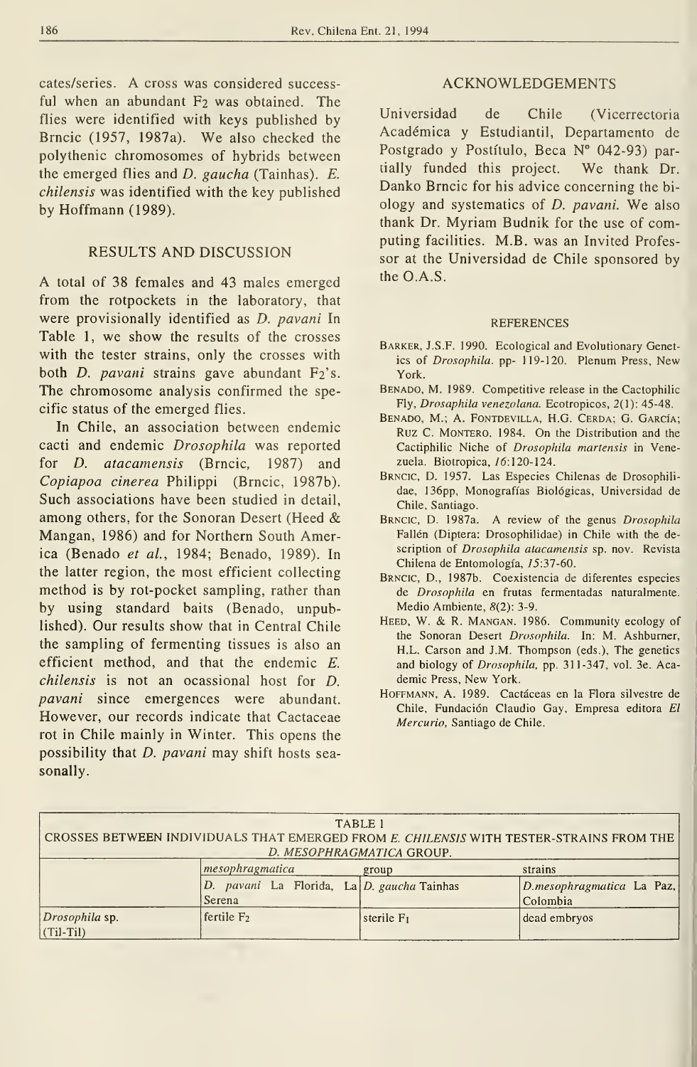cates/series. A cross was considered successful when an abundant $F_2$ was obtained. The flies were identified with keys published by Brncic (1957, 1987a). We also checked the polythenic chromosomes of hybrids between the emerged flies and *D. gaucha* (Tainhas). *E. chilensis* was identified with the key published by Hoffmann (1989).

## RESULTS AND DISCUSSION

A total of 38 females and 43 males emerged from the rotpockets in the laboratory, that were provisionally identified as *D. pavani* In Table 1, we show the results of the crosses with the tester strains, only the crosses with both *D. pavani* strains gave abundant $F_2$'s. The chromosome analysis confirmed the specific status of the emerged flies.

In Chile, an association between endemic cacti and endemic *Drosophila* was reported for *D. atacamensis* (Brncic, 1987) and *Copiapoa cinerea* Philippi (Brncic, 1987b). Such associations have been studied in detail, among others, for the Sonoran Desert (Heed & Mangan, 1986) and for Northern South America (Benado *et al.*, 1984; Benado, 1989). In the latter region, the most efficient collecting method is by rot-pocket sampling, rather than by using standard baits (Benado, unpublished). Our results show that in Central Chile the sampling of fermenting tissues is also an efficient method, and that the endemic *E. chilensis* is not an ocassional host for *D. pavani* since emergences were abundant. However, our records indicate that Cactaceae rot in Chile mainly in Winter. This opens the possibility that *D. pavani* may shift hosts seasonally.

## ACKNOWLEDGEMENTS

Universidad de Chile (Vicerrectoria Académica y Estudiantil, Departamento de Postgrado y Postítulo, Beca N° 042-93) partially funded this project. We thank Dr. Danko Brncic for his advice concerning the biology and systematics of *D. pavani.* We also thank Dr. Myriam Budnik for the use of computing facilities. M.B. was an Invited Professor at the Universidad de Chile sponsored by the O.A.S.

## REFERENCES

Barker, J.S.F. 1990. Ecological and Evolutionary Genetics of *Drosophila*. pp- 119-120. Plenum Press, New York.

Benado, M. 1989. Competitive release in the Cactophilic Fly, *Drosaphila venezolana.* Ecotropicos, 2(1): 45-48.

Benado, M.; A. Fontdevilla, H.G. Cerda; G. García; Ruz C. Montero. 1984. On the Distribution and the Cactiphilic Niche of *Drosophila martensis* in Venezuela. Biotropica, *16*:120-124.

Brncic, D. 1957. Las Especies Chilenas de Drosophilidae, 136pp, Monografías Biológicas, Universidad de Chile, Santiago.

Brncic, D. 1987a. A review of the genus *Drosophila* Fallén (Diptera: Drosophilidae) in Chile with the description of *Drosophila atacamensis* sp. nov. Revista Chilena de Entomología, *15*:37-60.

Brncic, D., 1987b. Coexistencia de diferentes especies de *Drosophila* en frutas fermentadas naturalmente. Medio Ambiente, *8*(2): 3-9.

Heed, W. & R. Mangan. 1986. Community ecology of the Sonoran Desert *Drosophila*. In: M. Ashburner, H.L. Carson and J.M. Thompson (eds.), The genetics and biology of *Drosophila*, pp. 311-347, vol. 3e. Academic Press, New York.

Hoffmann, A. 1989. Cactáceas en la Flora silvestre de Chile, Fundación Claudio Gay, Empresa editora *El Mercurio*, Santiago de Chile.

TABLE 1
CROSSES BETWEEN INDIVIDUALS THAT EMERGED FROM *E. CHILENSIS* WITH TESTER-STRAINS FROM THE *D. MESOPHRAGMATICA* GROUP.

| | *mesophragmatica* | group | strains |
|---|---|---|---|
| | *D. pavani* La Florida, La Serena | *D. gaucha* Tainhas | *D.mesophragmatica* La Paz, Colombia |
| *Drosophila* sp. (Til-Til) | fertile $F_2$ | sterile $F_1$ | dead embryos |